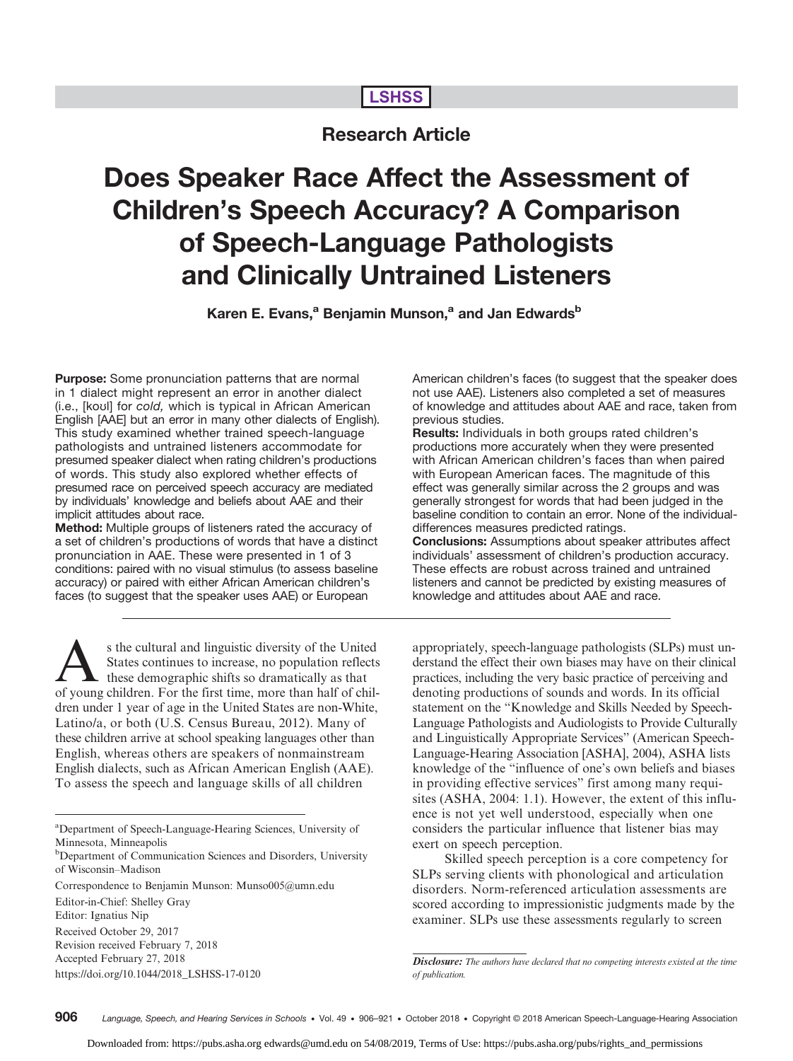**LSHSS**

**Research Article**

# Does Speaker Race Affect the Assessment of Children's Speech Accuracy? A Comparison of Speech-Language Pathologists and Clinically Untrained Listeners

**Karen E. Evans,[a] Benjamin Munson,[a] and Jan Edwards[b]**

**Purpose:** Some pronunciation patterns that are normal in 1 dialect might represent an error in another dialect (i.e., [koʊl] for *cold,* which is typical in African American English [AAE] but an error in many other dialects of English). This study examined whether trained speech-language pathologists and untrained listeners accommodate for presumed speaker dialect when rating children's productions of words. This study also explored whether effects of presumed race on perceived speech accuracy are mediated by individuals' knowledge and beliefs about AAE and their implicit attitudes about race.

**Method:** Multiple groups of listeners rated the accuracy of a set of children's productions of words that have a distinct pronunciation in AAE. These were presented in 1 of 3 conditions: paired with no visual stimulus (to assess baseline accuracy) or paired with either African American children's faces (to suggest that the speaker uses AAE) or European American children's faces (to suggest that the speaker does not use AAE). Listeners also completed a set of measures of knowledge and attitudes about AAE and race, taken from previous studies.

**Results:** Individuals in both groups rated children's productions more accurately when they were presented with African American children's faces than when paired with European American faces. The magnitude of this effect was generally similar across the 2 groups and was generally strongest for words that had been judged in the baseline condition to contain an error. None of the individual-differences measures predicted ratings.

**Conclusions:** Assumptions about speaker attributes affect individuals' assessment of children's production accuracy. These effects are robust across trained and untrained listeners and cannot be predicted by existing measures of knowledge and attitudes about AAE and race.

As the cultural and linguistic diversity of the United States continues to increase, no population reflects these demographic shifts so dramatically as that of young children. For the first time, more than half of children under 1 year of age in the United States are non-White, Latino/a, or both (U.S. Census Bureau, 2012). Many of these children arrive at school speaking languages other than English, whereas others are speakers of nonmainstream English dialects, such as African American English (AAE). To assess the speech and language skills of all children appropriately, speech-language pathologists (SLPs) must understand the effect their own biases may have on their clinical practices, including the very basic practice of perceiving and denoting productions of sounds and words. In its official statement on the "Knowledge and Skills Needed by Speech-Language Pathologists and Audiologists to Provide Culturally and Linguistically Appropriate Services" (American Speech-Language-Hearing Association [ASHA], 2004), ASHA lists knowledge of the "influence of one's own beliefs and biases in providing effective services" first among many requisites (ASHA, 2004: 1.1). However, the extent of this influence is not yet well understood, especially when one considers the particular influence that listener bias may exert on speech perception.

Skilled speech perception is a core competency for SLPs serving clients with phonological and articulation disorders. Norm-referenced articulation assessments are scored according to impressionistic judgments made by the examiner. SLPs use these assessments regularly to screen

[a] Department of Speech-Language-Hearing Sciences, University of Minnesota, Minneapolis

[b] Department of Communication Sciences and Disorders, University of Wisconsin–Madison

Correspondence to Benjamin Munson: Munso005@umn.edu

Editor-in-Chief: Shelley Gray

Editor: Ignatius Nip

Received October 29, 2017

Revision received February 7, 2018

Accepted February 27, 2018

https://doi.org/10.1044/2018_LSHSS-17-0120

*Disclosure: The authors have declared that no competing interests existed at the time of publication.*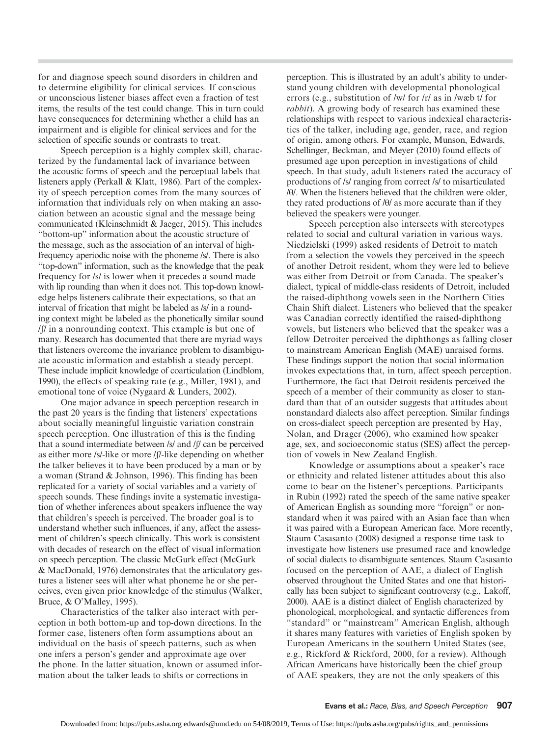for and diagnose speech sound disorders in children and to determine eligibility for clinical services. If conscious or unconscious listener biases affect even a fraction of test items, the results of the test could change. This in turn could have consequences for determining whether a child has an impairment and is eligible for clinical services and for the selection of specific sounds or contrasts to treat.

Speech perception is a highly complex skill, characterized by the fundamental lack of invariance between the acoustic forms of speech and the perceptual labels that listeners apply (Perkall & Klatt, 1986). Part of the complexity of speech perception comes from the many sources of information that individuals rely on when making an association between an acoustic signal and the message being communicated (Kleinschmidt & Jaeger, 2015). This includes "bottom-up" information about the acoustic structure of the message, such as the association of an interval of high-frequency aperiodic noise with the phoneme /s/. There is also "top-down" information, such as the knowledge that the peak frequency for /s/ is lower when it precedes a sound made with lip rounding than when it does not. This top-down knowledge helps listeners calibrate their expectations, so that an interval of frication that might be labeled as /s/ in a rounding context might be labeled as the phonetically similar sound /ʃ/ in a nonrounding context. This example is but one of many. Research has documented that there are myriad ways that listeners overcome the invariance problem to disambiguate acoustic information and establish a steady percept. These include implicit knowledge of coarticulation (Lindblom, 1990), the effects of speaking rate (e.g., Miller, 1981), and emotional tone of voice (Nygaard & Lunders, 2002).

One major advance in speech perception research in the past 20 years is the finding that listeners' expectations about socially meaningful linguistic variation constrain speech perception. One illustration of this is the finding that a sound intermediate between /s/ and /ʃ/ can be perceived as either more /s/-like or more /ʃ/-like depending on whether the talker believes it to have been produced by a man or by a woman (Strand & Johnson, 1996). This finding has been replicated for a variety of social variables and a variety of speech sounds. These findings invite a systematic investigation of whether inferences about speakers influence the way that children's speech is perceived. The broader goal is to understand whether such influences, if any, affect the assessment of children's speech clinically. This work is consistent with decades of research on the effect of visual information on speech perception. The classic McGurk effect (McGurk & MacDonald, 1976) demonstrates that the articulatory gestures a listener sees will alter what phoneme he or she perceives, even given prior knowledge of the stimulus (Walker, Bruce, & O'Malley, 1995).

Characteristics of the talker also interact with perception in both bottom-up and top-down directions. In the former case, listeners often form assumptions about an individual on the basis of speech patterns, such as when one infers a person's gender and approximate age over the phone. In the latter situation, known or assumed information about the talker leads to shifts or corrections in perception. This is illustrated by an adult's ability to understand young children with developmental phonological errors (e.g., substitution of /w/ for /ɹ/ as in /wæb t/ for *rabbit*). A growing body of research has examined these relationships with respect to various indexical characteristics of the talker, including age, gender, race, and region of origin, among others. For example, Munson, Edwards, Schellinger, Beckman, and Meyer (2010) found effects of presumed age upon perception in investigations of child speech. In that study, adult listeners rated the accuracy of productions of /s/ ranging from correct /s/ to misarticulated /θ/. When the listeners believed that the children were older, they rated productions of /θ/ as more accurate than if they believed the speakers were younger.

Speech perception also intersects with stereotypes related to social and cultural variation in various ways. Niedzielski (1999) asked residents of Detroit to match from a selection the vowels they perceived in the speech of another Detroit resident, whom they were led to believe was either from Detroit or from Canada. The speaker's dialect, typical of middle-class residents of Detroit, included the raised-diphthong vowels seen in the Northern Cities Chain Shift dialect. Listeners who believed that the speaker was Canadian correctly identified the raised-diphthong vowels, but listeners who believed that the speaker was a fellow Detroiter perceived the diphthongs as falling closer to mainstream American English (MAE) unraised forms. These findings support the notion that social information invokes expectations that, in turn, affect speech perception. Furthermore, the fact that Detroit residents perceived the speech of a member of their community as closer to standard than that of an outsider suggests that attitudes about nonstandard dialects also affect perception. Similar findings on cross-dialect speech perception are presented by Hay, Nolan, and Drager (2006), who examined how speaker age, sex, and socioeconomic status (SES) affect the perception of vowels in New Zealand English.

Knowledge or assumptions about a speaker's race or ethnicity and related listener attitudes about this also come to bear on the listener's perceptions. Participants in Rubin (1992) rated the speech of the same native speaker of American English as sounding more "foreign" or nonstandard when it was paired with an Asian face than when it was paired with a European American face. More recently, Staum Casasanto (2008) designed a response time task to investigate how listeners use presumed race and knowledge of social dialects to disambiguate sentences. Staum Casasanto focused on the perception of AAE, a dialect of English observed throughout the United States and one that historically has been subject to significant controversy (e.g., Lakoff, 2000). AAE is a distinct dialect of English characterized by phonological, morphological, and syntactic differences from "standard" or "mainstream" American English, although it shares many features with varieties of English spoken by European Americans in the southern United States (see, e.g., Rickford & Rickford, 2000, for a review). Although African Americans have historically been the chief group of AAE speakers, they are not the only speakers of this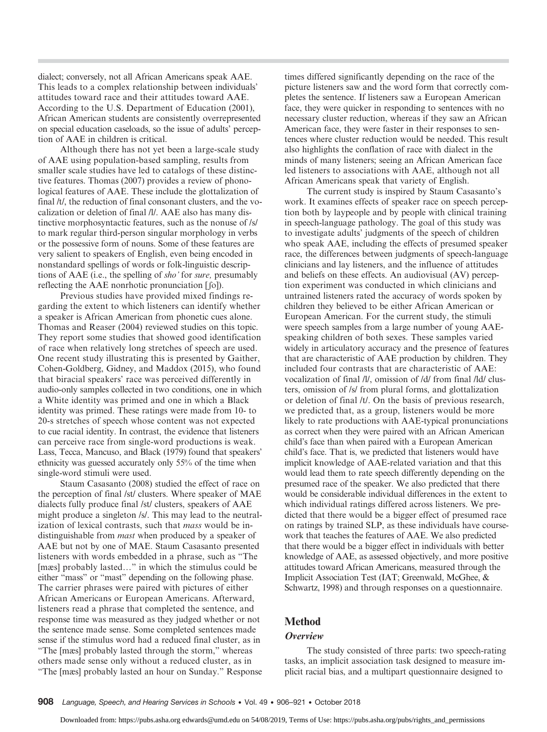dialect; conversely, not all African Americans speak AAE. This leads to a complex relationship between individuals' attitudes toward race and their attitudes toward AAE. According to the U.S. Department of Education (2001), African American students are consistently overrepresented on special education caseloads, so the issue of adults' perception of AAE in children is critical.

Although there has not yet been a large-scale study of AAE using population-based sampling, results from smaller scale studies have led to catalogs of these distinctive features. Thomas (2007) provides a review of phonological features of AAE. These include the glottalization of final /t/, the reduction of final consonant clusters, and the vocalization or deletion of final /l/. AAE also has many distinctive morphosyntactic features, such as the nonuse of /s/ to mark regular third-person singular morphology in verbs or the possessive form of nouns. Some of these features are very salient to speakers of English, even being encoded in nonstandard spellings of words or folk-linguistic descriptions of AAE (i.e., the spelling of *sho'* for *sure,* presumably reflecting the AAE nonrhotic pronunciation [ʃo]).

Previous studies have provided mixed findings regarding the extent to which listeners can identify whether a speaker is African American from phonetic cues alone. Thomas and Reaser (2004) reviewed studies on this topic. They report some studies that showed good identification of race when relatively long stretches of speech are used. One recent study illustrating this is presented by Gaither, Cohen-Goldberg, Gidney, and Maddox (2015), who found that biracial speakers' race was perceived differently in audio-only samples collected in two conditions, one in which a White identity was primed and one in which a Black identity was primed. These ratings were made from 10- to 20-s stretches of speech whose content was not expected to cue racial identity. In contrast, the evidence that listeners can perceive race from single-word productions is weak. Lass, Tecca, Mancuso, and Black (1979) found that speakers' ethnicity was guessed accurately only 55% of the time when single-word stimuli were used.

Staum Casasanto (2008) studied the effect of race on the perception of final /st/ clusters. Where speaker of MAE dialects fully produce final /st/ clusters, speakers of AAE might produce a singleton /s/. This may lead to the neutralization of lexical contrasts, such that *mass* would be indistinguishable from *mast* when produced by a speaker of AAE but not by one of MAE. Staum Casasanto presented listeners with words embedded in a phrase, such as "The [mæs] probably lasted…" in which the stimulus could be either "mass" or "mast" depending on the following phase. The carrier phrases were paired with pictures of either African Americans or European Americans. Afterward, listeners read a phrase that completed the sentence, and response time was measured as they judged whether or not the sentence made sense. Some completed sentences made sense if the stimulus word had a reduced final cluster, as in "The [mæs] probably lasted through the storm," whereas others made sense only without a reduced cluster, as in "The [mæs] probably lasted an hour on Sunday." Response times differed significantly depending on the race of the picture listeners saw and the word form that correctly completes the sentence. If listeners saw a European American face, they were quicker in responding to sentences with no necessary cluster reduction, whereas if they saw an African American face, they were faster in their responses to sentences where cluster reduction would be needed. This result also highlights the conflation of race with dialect in the minds of many listeners; seeing an African American face led listeners to associations with AAE, although not all African Americans speak that variety of English.

The current study is inspired by Staum Casasanto's work. It examines effects of speaker race on speech perception both by laypeople and by people with clinical training in speech-language pathology. The goal of this study was to investigate adults' judgments of the speech of children who speak AAE, including the effects of presumed speaker race, the differences between judgments of speech-language clinicians and lay listeners, and the influence of attitudes and beliefs on these effects. An audiovisual (AV) perception experiment was conducted in which clinicians and untrained listeners rated the accuracy of words spoken by children they believed to be either African American or European American. For the current study, the stimuli were speech samples from a large number of young AAE-speaking children of both sexes. These samples varied widely in articulatory accuracy and the presence of features that are characteristic of AAE production by children. They included four contrasts that are characteristic of AAE: vocalization of final /l/, omission of /d/ from final /ld/ clusters, omission of /s/ from plural forms, and glottalization or deletion of final /t/. On the basis of previous research, we predicted that, as a group, listeners would be more likely to rate productions with AAE-typical pronunciations as correct when they were paired with an African American child's face than when paired with a European American child's face. That is, we predicted that listeners would have implicit knowledge of AAE-related variation and that this would lead them to rate speech differently depending on the presumed race of the speaker. We also predicted that there would be considerable individual differences in the extent to which individual ratings differed across listeners. We predicted that there would be a bigger effect of presumed race on ratings by trained SLP, as these individuals have coursework that teaches the features of AAE. We also predicted that there would be a bigger effect in individuals with better knowledge of AAE, as assessed objectively, and more positive attitudes toward African Americans, measured through the Implicit Association Test (IAT; Greenwald, McGhee, & Schwartz, 1998) and through responses on a questionnaire.

## Method

### *Overview*

The study consisted of three parts: two speech-rating tasks, an implicit association task designed to measure implicit racial bias, and a multipart questionnaire designed to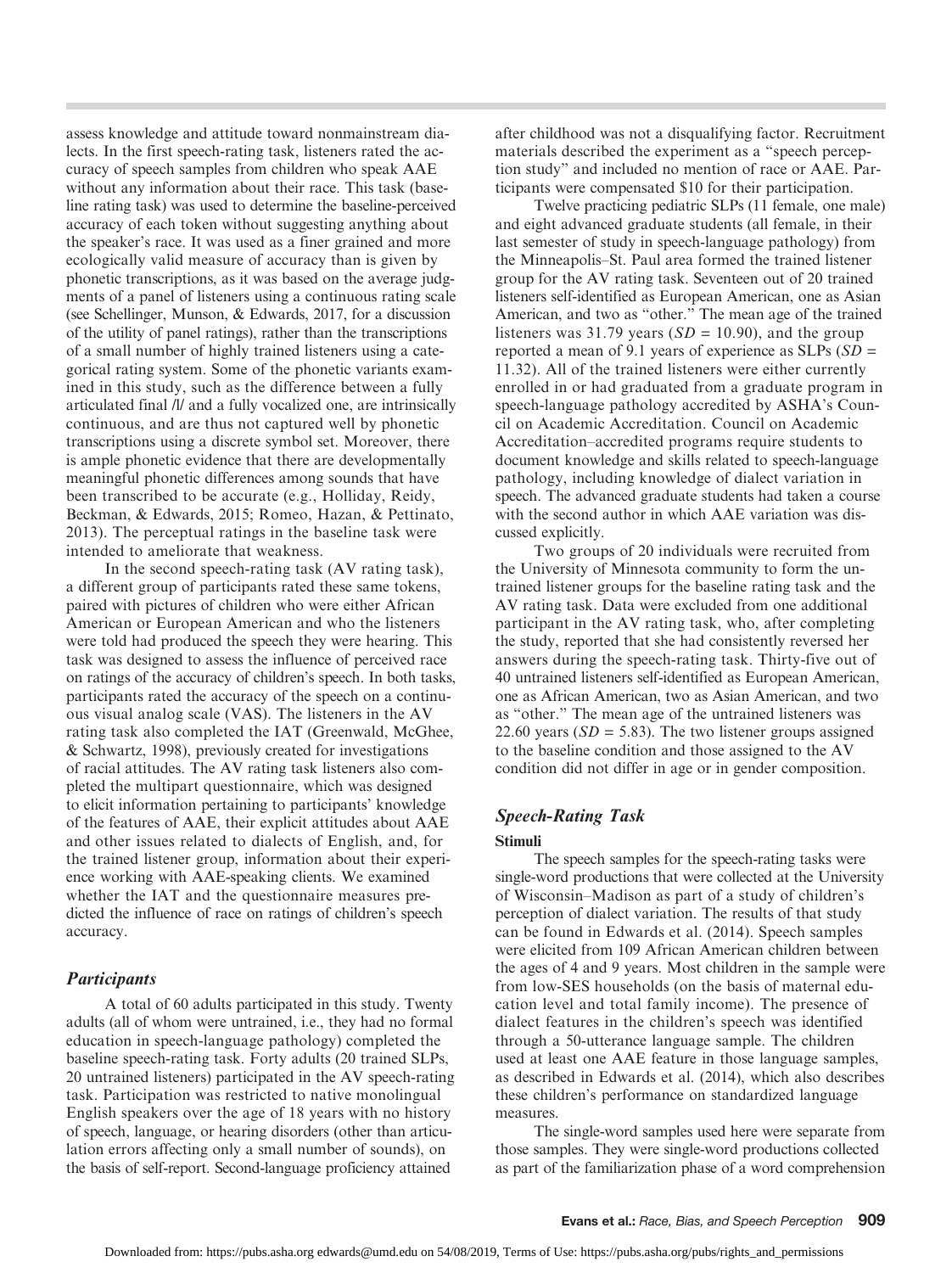assess knowledge and attitude toward nonmainstream dialects. In the first speech-rating task, listeners rated the accuracy of speech samples from children who speak AAE without any information about their race. This task (baseline rating task) was used to determine the baseline-perceived accuracy of each token without suggesting anything about the speaker's race. It was used as a finer grained and more ecologically valid measure of accuracy than is given by phonetic transcriptions, as it was based on the average judgments of a panel of listeners using a continuous rating scale (see Schellinger, Munson, & Edwards, 2017, for a discussion of the utility of panel ratings), rather than the transcriptions of a small number of highly trained listeners using a categorical rating system. Some of the phonetic variants examined in this study, such as the difference between a fully articulated final /l/ and a fully vocalized one, are intrinsically continuous, and are thus not captured well by phonetic transcriptions using a discrete symbol set. Moreover, there is ample phonetic evidence that there are developmentally meaningful phonetic differences among sounds that have been transcribed to be accurate (e.g., Holliday, Reidy, Beckman, & Edwards, 2015; Romeo, Hazan, & Pettinato, 2013). The perceptual ratings in the baseline task were intended to ameliorate that weakness.

In the second speech-rating task (AV rating task), a different group of participants rated these same tokens, paired with pictures of children who were either African American or European American and who the listeners were told had produced the speech they were hearing. This task was designed to assess the influence of perceived race on ratings of the accuracy of children's speech. In both tasks, participants rated the accuracy of the speech on a continuous visual analog scale (VAS). The listeners in the AV rating task also completed the IAT (Greenwald, McGhee, & Schwartz, 1998), previously created for investigations of racial attitudes. The AV rating task listeners also completed the multipart questionnaire, which was designed to elicit information pertaining to participants' knowledge of the features of AAE, their explicit attitudes about AAE and other issues related to dialects of English, and, for the trained listener group, information about their experience working with AAE-speaking clients. We examined whether the IAT and the questionnaire measures predicted the influence of race on ratings of children's speech accuracy.

## Participants

A total of 60 adults participated in this study. Twenty adults (all of whom were untrained, i.e., they had no formal education in speech-language pathology) completed the baseline speech-rating task. Forty adults (20 trained SLPs, 20 untrained listeners) participated in the AV speech-rating task. Participation was restricted to native monolingual English speakers over the age of 18 years with no history of speech, language, or hearing disorders (other than articulation errors affecting only a small number of sounds), on the basis of self-report. Second-language proficiency attained after childhood was not a disqualifying factor. Recruitment materials described the experiment as a "speech perception study" and included no mention of race or AAE. Participants were compensated $10 for their participation.

Twelve practicing pediatric SLPs (11 female, one male) and eight advanced graduate students (all female, in their last semester of study in speech-language pathology) from the Minneapolis–St. Paul area formed the trained listener group for the AV rating task. Seventeen out of 20 trained listeners self-identified as European American, one as Asian American, and two as "other." The mean age of the trained listeners was 31.79 years ($SD$ = 10.90), and the group reported a mean of 9.1 years of experience as SLPs ($SD$ = 11.32). All of the trained listeners were either currently enrolled in or had graduated from a graduate program in speech-language pathology accredited by ASHA's Council on Academic Accreditation. Council on Academic Accreditation–accredited programs require students to document knowledge and skills related to speech-language pathology, including knowledge of dialect variation in speech. The advanced graduate students had taken a course with the second author in which AAE variation was discussed explicitly.

Two groups of 20 individuals were recruited from the University of Minnesota community to form the untrained listener groups for the baseline rating task and the AV rating task. Data were excluded from one additional participant in the AV rating task, who, after completing the study, reported that she had consistently reversed her answers during the speech-rating task. Thirty-five out of 40 untrained listeners self-identified as European American, one as African American, two as Asian American, and two as "other." The mean age of the untrained listeners was 22.60 years ($SD$ = 5.83). The two listener groups assigned to the baseline condition and those assigned to the AV condition did not differ in age or in gender composition.

## Speech-Rating Task

### Stimuli

The speech samples for the speech-rating tasks were single-word productions that were collected at the University of Wisconsin–Madison as part of a study of children's perception of dialect variation. The results of that study can be found in Edwards et al. (2014). Speech samples were elicited from 109 African American children between the ages of 4 and 9 years. Most children in the sample were from low-SES households (on the basis of maternal education level and total family income). The presence of dialect features in the children's speech was identified through a 50-utterance language sample. The children used at least one AAE feature in those language samples, as described in Edwards et al. (2014), which also describes these children's performance on standardized language measures.

The single-word samples used here were separate from those samples. They were single-word productions collected as part of the familiarization phase of a word comprehension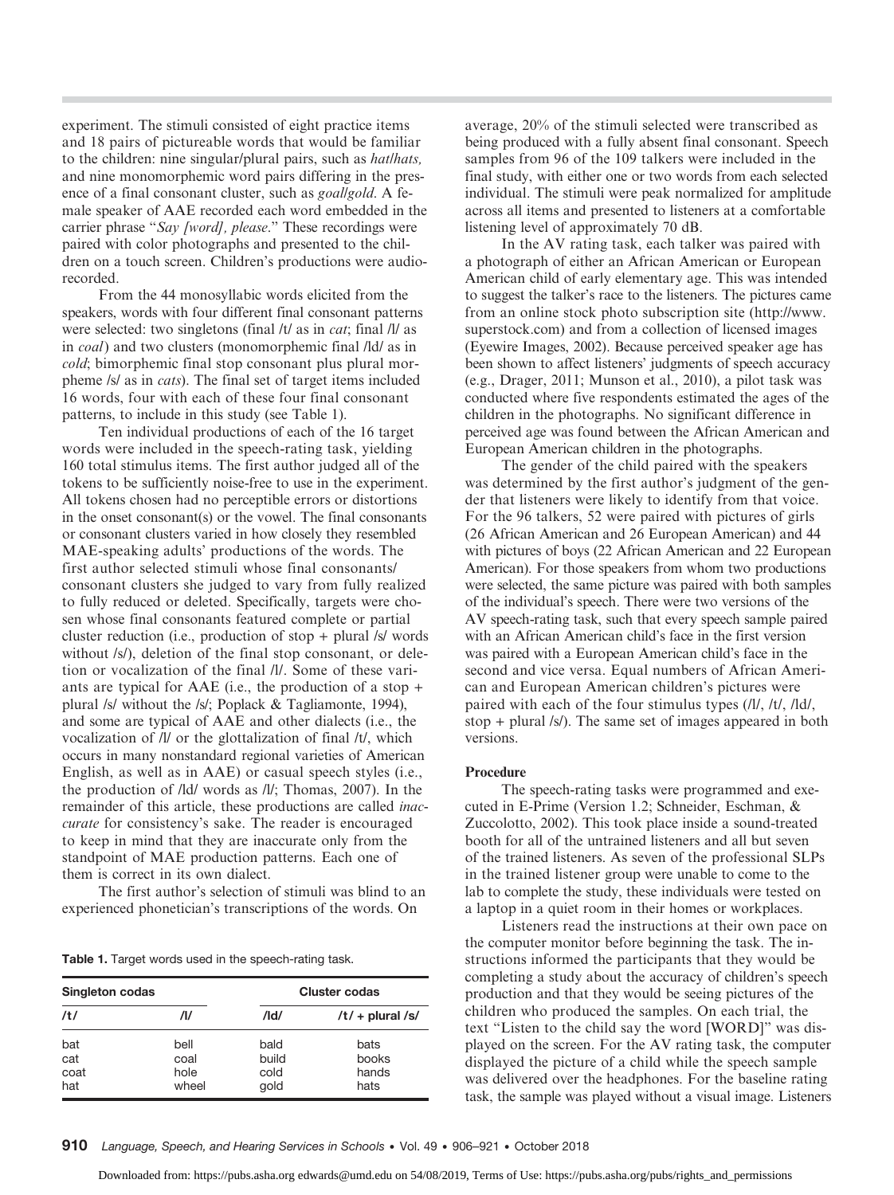experiment. The stimuli consisted of eight practice items and 18 pairs of pictureable words that would be familiar to the children: nine singular/plural pairs, such as *hat*/*hats,* and nine monomorphemic word pairs differing in the presence of a final consonant cluster, such as *goal*/*gold*. A female speaker of AAE recorded each word embedded in the carrier phrase "*Say [word], please*." These recordings were paired with color photographs and presented to the children on a touch screen. Children's productions were audio-recorded.

From the 44 monosyllabic words elicited from the speakers, words with four different final consonant patterns were selected: two singletons (final /t/ as in *cat*; final /l/ as in *coal*) and two clusters (monomorphemic final /ld/ as in *cold*; bimorphemic final stop consonant plus plural morpheme /s/ as in *cats*). The final set of target items included 16 words, four with each of these four final consonant patterns, to include in this study (see Table 1).

Ten individual productions of each of the 16 target words were included in the speech-rating task, yielding 160 total stimulus items. The first author judged all of the tokens to be sufficiently noise-free to use in the experiment. All tokens chosen had no perceptible errors or distortions in the onset consonant(s) or the vowel. The final consonants or consonant clusters varied in how closely they resembled MAE-speaking adults' productions of the words. The first author selected stimuli whose final consonants/consonant clusters she judged to vary from fully realized to fully reduced or deleted. Specifically, targets were chosen whose final consonants featured complete or partial cluster reduction (i.e., production of stop + plural /s/ words without /s/), deletion of the final stop consonant, or deletion or vocalization of the final /l/. Some of these variants are typical for AAE (i.e., the production of a stop + plural /s/ without the /s/; Poplack & Tagliamonte, 1994), and some are typical of AAE and other dialects (i.e., the vocalization of /l/ or the glottalization of final /t/, which occurs in many nonstandard regional varieties of American English, as well as in AAE) or casual speech styles (i.e., the production of /ld/ words as /l/; Thomas, 2007). In the remainder of this article, these productions are called *inaccurate* for consistency's sake. The reader is encouraged to keep in mind that they are inaccurate only from the standpoint of MAE production patterns. Each one of them is correct in its own dialect.

The first author's selection of stimuli was blind to an experienced phonetician's transcriptions of the words. On average, 20% of the stimuli selected were transcribed as being produced with a fully absent final consonant. Speech samples from 96 of the 109 talkers were included in the final study, with either one or two words from each selected individual. The stimuli were peak normalized for amplitude across all items and presented to listeners at a comfortable listening level of approximately 70 dB.

**Table 1.** Target words used in the speech-rating task.

| Singleton codas | | Cluster codas | |
|---|---|---|---|
| /t/ | /l/ | /ld/ | /t/ + plural /s/ |
| bat | bell | bald | bats |
| cat | coal | build | books |
| coat | hole | cold | hands |
| hat | wheel | gold | hats |

In the AV rating task, each talker was paired with a photograph of either an African American or European American child of early elementary age. This was intended to suggest the talker's race to the listeners. The pictures came from an online stock photo subscription site (http://www.superstock.com) and from a collection of licensed images (Eyewire Images, 2002). Because perceived speaker age has been shown to affect listeners' judgments of speech accuracy (e.g., Drager, 2011; Munson et al., 2010), a pilot task was conducted where five respondents estimated the ages of the children in the photographs. No significant difference in perceived age was found between the African American and European American children in the photographs.

The gender of the child paired with the speakers was determined by the first author's judgment of the gender that listeners were likely to identify from that voice. For the 96 talkers, 52 were paired with pictures of girls (26 African American and 26 European American) and 44 with pictures of boys (22 African American and 22 European American). For those speakers from whom two productions were selected, the same picture was paired with both samples of the individual's speech. There were two versions of the AV speech-rating task, such that every speech sample paired with an African American child's face in the first version was paired with a European American child's face in the second and vice versa. Equal numbers of African American and European American children's pictures were paired with each of the four stimulus types (/l/, /t/, /ld/, stop + plural /s/). The same set of images appeared in both versions.

**Procedure**

The speech-rating tasks were programmed and executed in E-Prime (Version 1.2; Schneider, Eschman, & Zuccolotto, 2002). This took place inside a sound-treated booth for all of the untrained listeners and all but seven of the trained listeners. As seven of the professional SLPs in the trained listener group were unable to come to the lab to complete the study, these individuals were tested on a laptop in a quiet room in their homes or workplaces.

Listeners read the instructions at their own pace on the computer monitor before beginning the task. The instructions informed the participants that they would be completing a study about the accuracy of children's speech production and that they would be seeing pictures of the children who produced the samples. On each trial, the text "Listen to the child say the word [WORD]" was displayed on the screen. For the AV rating task, the computer displayed the picture of a child while the speech sample was delivered over the headphones. For the baseline rating task, the sample was played without a visual image. Listeners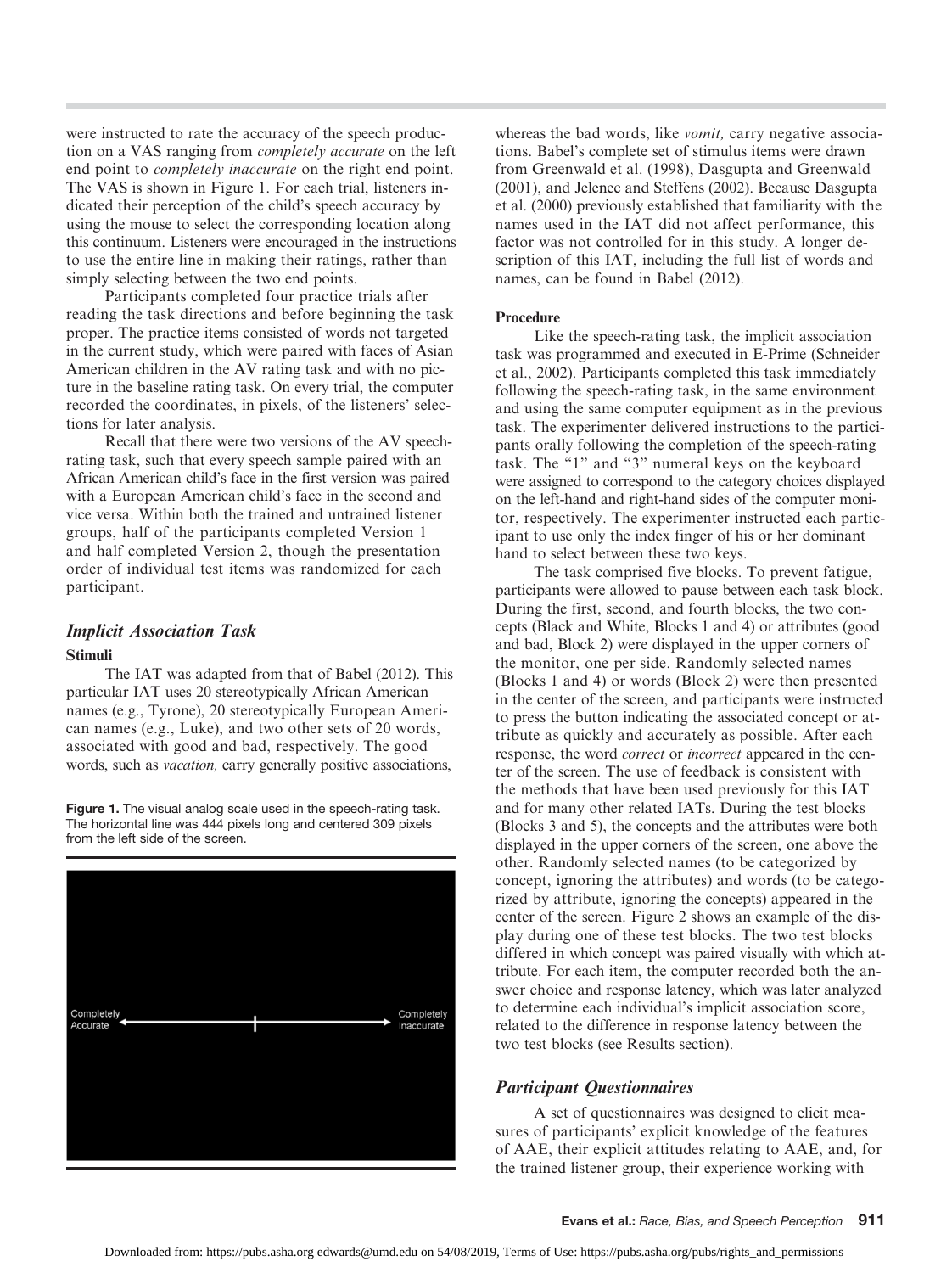were instructed to rate the accuracy of the speech production on a VAS ranging from *completely accurate* on the left end point to *completely inaccurate* on the right end point. The VAS is shown in Figure 1. For each trial, listeners indicated their perception of the child's speech accuracy by using the mouse to select the corresponding location along this continuum. Listeners were encouraged in the instructions to use the entire line in making their ratings, rather than simply selecting between the two end points.

Participants completed four practice trials after reading the task directions and before beginning the task proper. The practice items consisted of words not targeted in the current study, which were paired with faces of Asian American children in the AV rating task and with no picture in the baseline rating task. On every trial, the computer recorded the coordinates, in pixels, of the listeners' selections for later analysis.

Recall that there were two versions of the AV speech-rating task, such that every speech sample paired with an African American child's face in the first version was paired with a European American child's face in the second and vice versa. Within both the trained and untrained listener groups, half of the participants completed Version 1 and half completed Version 2, though the presentation order of individual test items was randomized for each participant.

## *Implicit Association Task*

### Stimuli

The IAT was adapted from that of Babel (2012). This particular IAT uses 20 stereotypically African American names (e.g., Tyrone), 20 stereotypically European American names (e.g., Luke), and two other sets of 20 words, associated with good and bad, respectively. The good words, such as *vacation,* carry generally positive associations, whereas the bad words, like *vomit,* carry negative associations. Babel's complete set of stimulus items were drawn from Greenwald et al. (1998), Dasgupta and Greenwald (2001), and Jelenec and Steffens (2002). Because Dasgupta et al. (2000) previously established that familiarity with the names used in the IAT did not affect performance, this factor was not controlled for in this study. A longer description of this IAT, including the full list of words and names, can be found in Babel (2012).

**Figure 1.** The visual analog scale used in the speech-rating task. The horizontal line was 444 pixels long and centered 309 pixels from the left side of the screen.

Completely Accurate — Completely Inaccurate

### Procedure

Like the speech-rating task, the implicit association task was programmed and executed in E-Prime (Schneider et al., 2002). Participants completed this task immediately following the speech-rating task, in the same environment and using the same computer equipment as in the previous task. The experimenter delivered instructions to the participants orally following the completion of the speech-rating task. The "1" and "3" numeral keys on the keyboard were assigned to correspond to the category choices displayed on the left-hand and right-hand sides of the computer monitor, respectively. The experimenter instructed each participant to use only the index finger of his or her dominant hand to select between these two keys.

The task comprised five blocks. To prevent fatigue, participants were allowed to pause between each task block. During the first, second, and fourth blocks, the two concepts (Black and White, Blocks 1 and 4) or attributes (good and bad, Block 2) were displayed in the upper corners of the monitor, one per side. Randomly selected names (Blocks 1 and 4) or words (Block 2) were then presented in the center of the screen, and participants were instructed to press the button indicating the associated concept or attribute as quickly and accurately as possible. After each response, the word *correct* or *incorrect* appeared in the center of the screen. The use of feedback is consistent with the methods that have been used previously for this IAT and for many other related IATs. During the test blocks (Blocks 3 and 5), the concepts and the attributes were both displayed in the upper corners of the screen, one above the other. Randomly selected names (to be categorized by concept, ignoring the attributes) and words (to be categorized by attribute, ignoring the concepts) appeared in the center of the screen. Figure 2 shows an example of the display during one of these test blocks. The two test blocks differed in which concept was paired visually with which attribute. For each item, the computer recorded both the answer choice and response latency, which was later analyzed to determine each individual's implicit association score, related to the difference in response latency between the two test blocks (see Results section).

## *Participant Questionnaires*

A set of questionnaires was designed to elicit measures of participants' explicit knowledge of the features of AAE, their explicit attitudes relating to AAE, and, for the trained listener group, their experience working with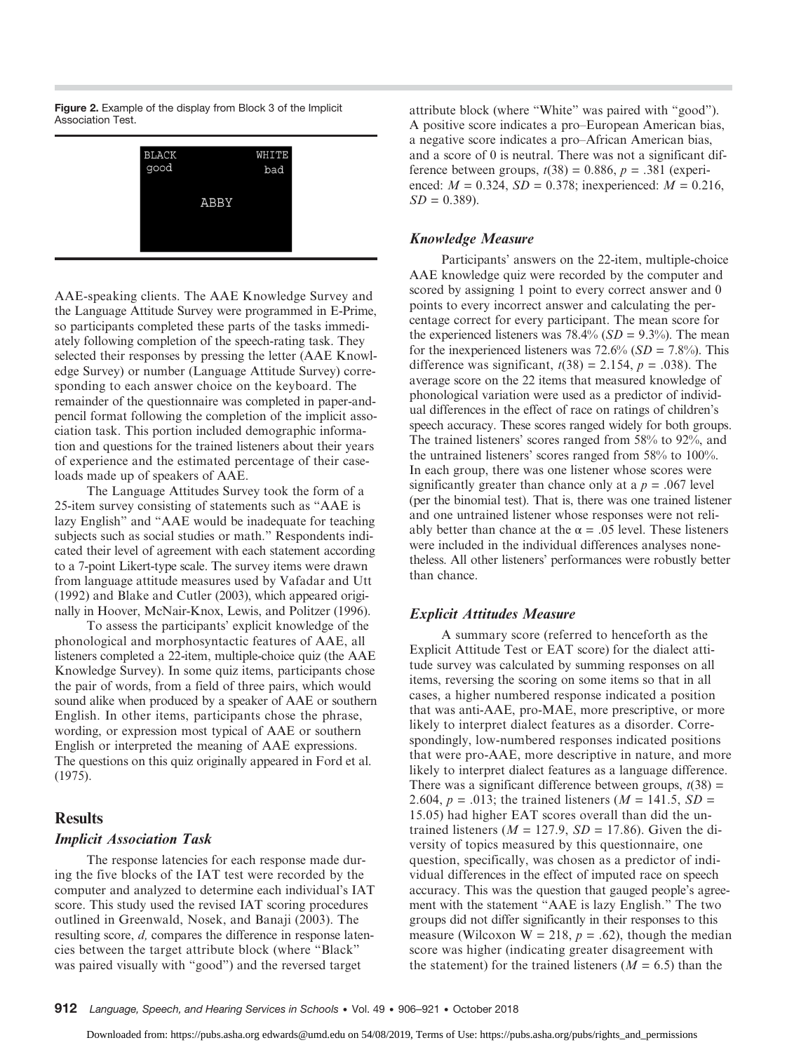**Figure 2.** Example of the display from Block 3 of the Implicit Association Test.

AAE-speaking clients. The AAE Knowledge Survey and the Language Attitude Survey were programmed in E-Prime, so participants completed these parts of the tasks immediately following completion of the speech-rating task. They selected their responses by pressing the letter (AAE Knowledge Survey) or number (Language Attitude Survey) corresponding to each answer choice on the keyboard. The remainder of the questionnaire was completed in paper-and-pencil format following the completion of the implicit association task. This portion included demographic information and questions for the trained listeners about their years of experience and the estimated percentage of their caseloads made up of speakers of AAE.

The Language Attitudes Survey took the form of a 25-item survey consisting of statements such as "AAE is lazy English" and "AAE would be inadequate for teaching subjects such as social studies or math." Respondents indicated their level of agreement with each statement according to a 7-point Likert-type scale. The survey items were drawn from language attitude measures used by Vafadar and Utt (1992) and Blake and Cutler (2003), which appeared originally in Hoover, McNair-Knox, Lewis, and Politzer (1996).

To assess the participants' explicit knowledge of the phonological and morphosyntactic features of AAE, all listeners completed a 22-item, multiple-choice quiz (the AAE Knowledge Survey). In some quiz items, participants chose the pair of words, from a field of three pairs, which would sound alike when produced by a speaker of AAE or southern English. In other items, participants chose the phrase, wording, or expression most typical of AAE or southern English or interpreted the meaning of AAE expressions. The questions on this quiz originally appeared in Ford et al. (1975).

## Results

### *Implicit Association Task*

The response latencies for each response made during the five blocks of the IAT test were recorded by the computer and analyzed to determine each individual's IAT score. This study used the revised IAT scoring procedures outlined in Greenwald, Nosek, and Banaji (2003). The resulting score, *d,* compares the difference in response latencies between the target attribute block (where "Black" was paired visually with "good") and the reversed target attribute block (where "White" was paired with "good"). A positive score indicates a pro–European American bias, a negative score indicates a pro–African American bias, and a score of 0 is neutral. There was not a significant difference between groups, $t(38) = 0.886$, $p = .381$ (experienced: $M = 0.324$, $SD = 0.378$; inexperienced: $M = 0.216$, $SD = 0.389$).

### *Knowledge Measure*

Participants' answers on the 22-item, multiple-choice AAE knowledge quiz were recorded by the computer and scored by assigning 1 point to every correct answer and 0 points to every incorrect answer and calculating the percentage correct for every participant. The mean score for the experienced listeners was 78.4% ($SD = 9.3\%$). The mean for the inexperienced listeners was 72.6% ($SD = 7.8\%$). This difference was significant, $t(38) = 2.154$, $p = .038$). The average score on the 22 items that measured knowledge of phonological variation were used as a predictor of individual differences in the effect of race on ratings of children's speech accuracy. These scores ranged widely for both groups. The trained listeners' scores ranged from 58% to 92%, and the untrained listeners' scores ranged from 58% to 100%. In each group, there was one listener whose scores were significantly greater than chance only at a $p = .067$ level (per the binomial test). That is, there was one trained listener and one untrained listener whose responses were not reliably better than chance at the $\alpha = .05$ level. These listeners were included in the individual differences analyses nonetheless. All other listeners' performances were robustly better than chance.

### *Explicit Attitudes Measure*

A summary score (referred to henceforth as the Explicit Attitude Test or EAT score) for the dialect attitude survey was calculated by summing responses on all items, reversing the scoring on some items so that in all cases, a higher numbered response indicated a position that was anti-AAE, pro-MAE, more prescriptive, or more likely to interpret dialect features as a disorder. Correspondingly, low-numbered responses indicated positions that were pro-AAE, more descriptive in nature, and more likely to interpret dialect features as a language difference. There was a significant difference between groups, $t(38) = 2.604$, $p = .013$; the trained listeners ($M = 141.5$, $SD = 15.05$) had higher EAT scores overall than did the untrained listeners ($M = 127.9$, $SD = 17.86$). Given the diversity of topics measured by this questionnaire, one question, specifically, was chosen as a predictor of individual differences in the effect of imputed race on speech accuracy. This was the question that gauged people's agreement with the statement "AAE is lazy English." The two groups did not differ significantly in their responses to this measure (Wilcoxon $W = 218$, $p = .62$), though the median score was higher (indicating greater disagreement with the statement) for the trained listeners ($M = 6.5$) than the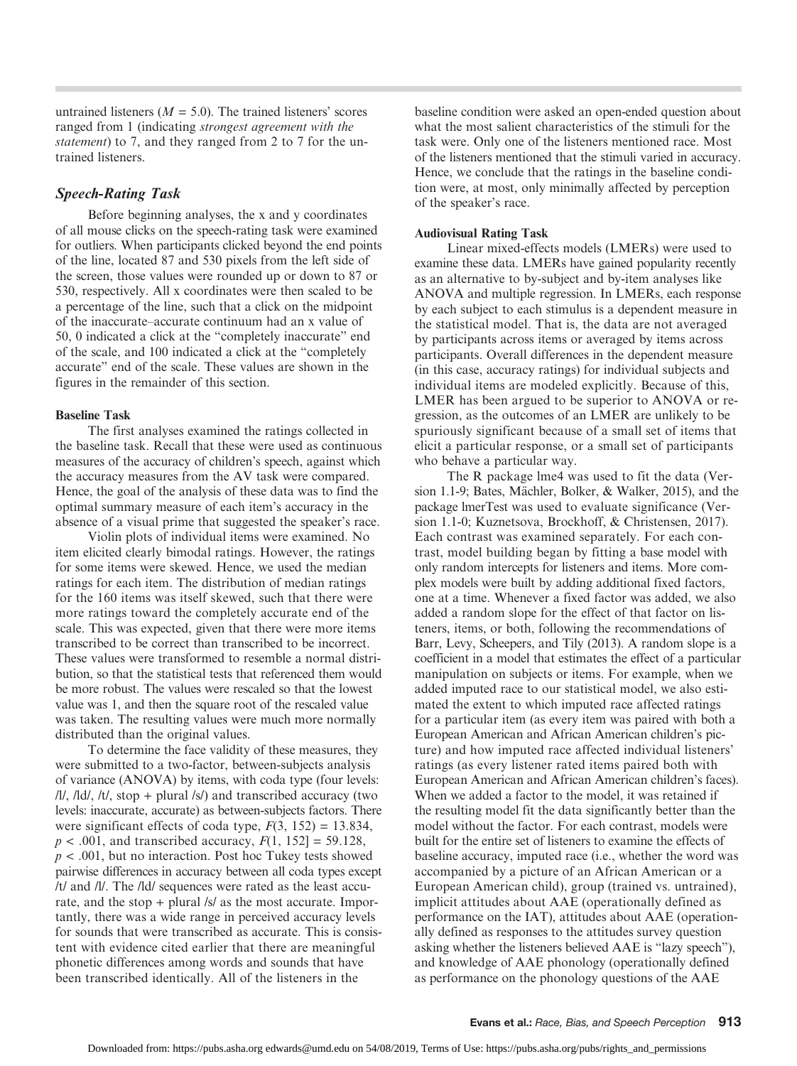untrained listeners ($M$ = 5.0). The trained listeners' scores ranged from 1 (indicating *strongest agreement with the statement*) to 7, and they ranged from 2 to 7 for the untrained listeners.

## Speech-Rating Task

Before beginning analyses, the x and y coordinates of all mouse clicks on the speech-rating task were examined for outliers. When participants clicked beyond the end points of the line, located 87 and 530 pixels from the left side of the screen, those values were rounded up or down to 87 or 530, respectively. All x coordinates were then scaled to be a percentage of the line, such that a click on the midpoint of the inaccurate–accurate continuum had an x value of 50, 0 indicated a click at the "completely inaccurate" end of the scale, and 100 indicated a click at the "completely accurate" end of the scale. These values are shown in the figures in the remainder of this section.

### Baseline Task

The first analyses examined the ratings collected in the baseline task. Recall that these were used as continuous measures of the accuracy of children's speech, against which the accuracy measures from the AV task were compared. Hence, the goal of the analysis of these data was to find the optimal summary measure of each item's accuracy in the absence of a visual prime that suggested the speaker's race.

Violin plots of individual items were examined. No item elicited clearly bimodal ratings. However, the ratings for some items were skewed. Hence, we used the median ratings for each item. The distribution of median ratings for the 160 items was itself skewed, such that there were more ratings toward the completely accurate end of the scale. This was expected, given that there were more items transcribed to be correct than transcribed to be incorrect. These values were transformed to resemble a normal distribution, so that the statistical tests that referenced them would be more robust. The values were rescaled so that the lowest value was 1, and then the square root of the rescaled value was taken. The resulting values were much more normally distributed than the original values.

To determine the face validity of these measures, they were submitted to a two-factor, between-subjects analysis of variance (ANOVA) by items, with coda type (four levels: /l/, /ld/, /t/, stop + plural /s/) and transcribed accuracy (two levels: inaccurate, accurate) as between-subjects factors. There were significant effects of coda type, $F(3, 152) = 13.834$, $p < .001$, and transcribed accuracy, $F(1, 152] = 59.128$, $p < .001$, but no interaction. Post hoc Tukey tests showed pairwise differences in accuracy between all coda types except /t/ and /l/. The /ld/ sequences were rated as the least accurate, and the stop + plural /s/ as the most accurate. Importantly, there was a wide range in perceived accuracy levels for sounds that were transcribed as accurate. This is consistent with evidence cited earlier that there are meaningful phonetic differences among words and sounds that have been transcribed identically. All of the listeners in the baseline condition were asked an open-ended question about what the most salient characteristics of the stimuli for the task were. Only one of the listeners mentioned race. Most of the listeners mentioned that the stimuli varied in accuracy. Hence, we conclude that the ratings in the baseline condition were, at most, only minimally affected by perception of the speaker's race.

### Audiovisual Rating Task

Linear mixed-effects models (LMERs) were used to examine these data. LMERs have gained popularity recently as an alternative to by-subject and by-item analyses like ANOVA and multiple regression. In LMERs, each response by each subject to each stimulus is a dependent measure in the statistical model. That is, the data are not averaged by participants across items or averaged by items across participants. Overall differences in the dependent measure (in this case, accuracy ratings) for individual subjects and individual items are modeled explicitly. Because of this, LMER has been argued to be superior to ANOVA or regression, as the outcomes of an LMER are unlikely to be spuriously significant because of a small set of items that elicit a particular response, or a small set of participants who behave a particular way.

The R package lme4 was used to fit the data (Version 1.1-9; Bates, Mächler, Bolker, & Walker, 2015), and the package lmerTest was used to evaluate significance (Version 1.1-0; Kuznetsova, Brockhoff, & Christensen, 2017). Each contrast was examined separately. For each contrast, model building began by fitting a base model with only random intercepts for listeners and items. More complex models were built by adding additional fixed factors, one at a time. Whenever a fixed factor was added, we also added a random slope for the effect of that factor on listeners, items, or both, following the recommendations of Barr, Levy, Scheepers, and Tily (2013). A random slope is a coefficient in a model that estimates the effect of a particular manipulation on subjects or items. For example, when we added imputed race to our statistical model, we also estimated the extent to which imputed race affected ratings for a particular item (as every item was paired with both a European American and African American children's picture) and how imputed race affected individual listeners' ratings (as every listener rated items paired both with European American and African American children's faces). When we added a factor to the model, it was retained if the resulting model fit the data significantly better than the model without the factor. For each contrast, models were built for the entire set of listeners to examine the effects of baseline accuracy, imputed race (i.e., whether the word was accompanied by a picture of an African American or a European American child), group (trained vs. untrained), implicit attitudes about AAE (operationally defined as performance on the IAT), attitudes about AAE (operationally defined as responses to the attitudes survey question asking whether the listeners believed AAE is "lazy speech"), and knowledge of AAE phonology (operationally defined as performance on the phonology questions of the AAE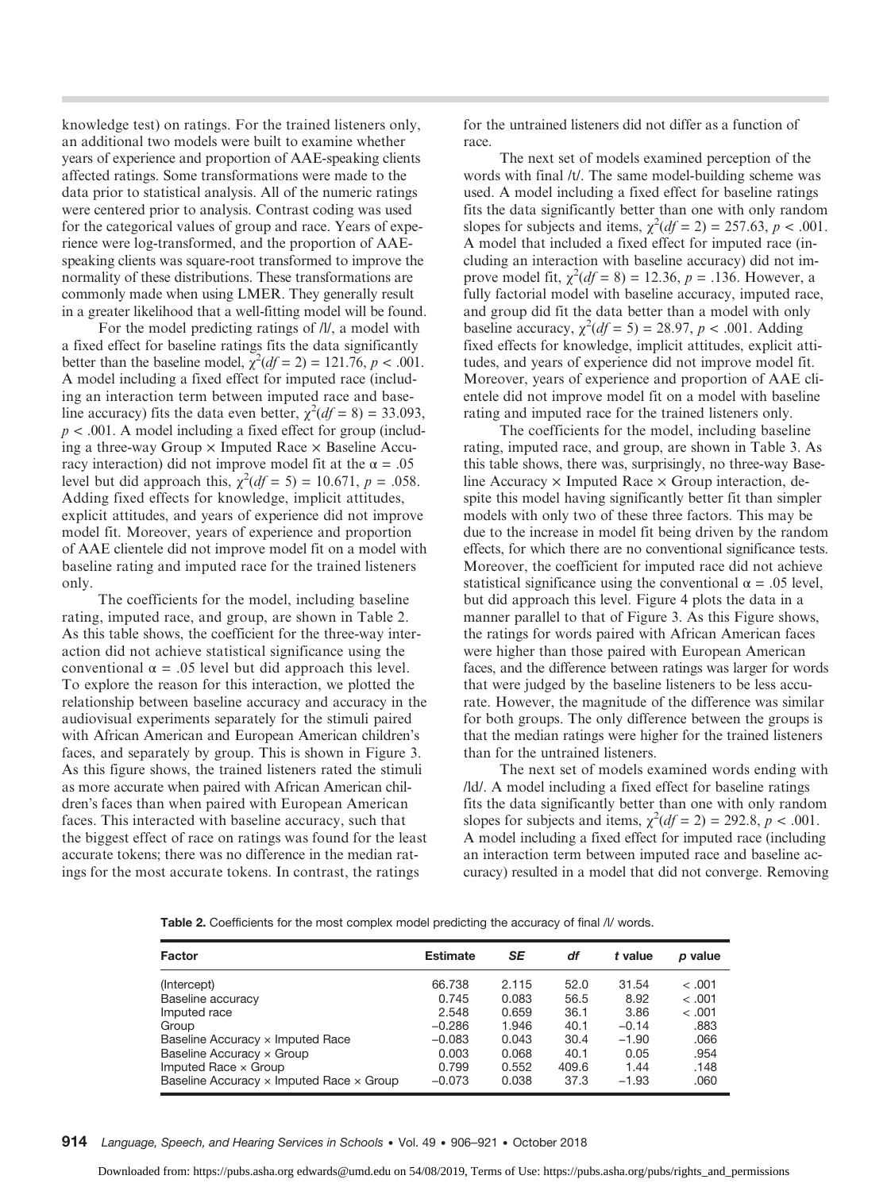knowledge test) on ratings. For the trained listeners only, an additional two models were built to examine whether years of experience and proportion of AAE-speaking clients affected ratings. Some transformations were made to the data prior to statistical analysis. All of the numeric ratings were centered prior to analysis. Contrast coding was used for the categorical values of group and race. Years of experience were log-transformed, and the proportion of AAE-speaking clients was square-root transformed to improve the normality of these distributions. These transformations are commonly made when using LMER. They generally result in a greater likelihood that a well-fitting model will be found.

For the model predicting ratings of /l/, a model with a fixed effect for baseline ratings fits the data significantly better than the baseline model, $\chi^2(df = 2) = 121.76$, $p < .001$. A model including a fixed effect for imputed race (including an interaction term between imputed race and baseline accuracy) fits the data even better, $\chi^2(df = 8) = 33.093$, $p < .001$. A model including a fixed effect for group (including a three-way Group × Imputed Race × Baseline Accuracy interaction) did not improve model fit at the $\alpha = .05$ level but did approach this, $\chi^2(df = 5) = 10.671$, $p = .058$. Adding fixed effects for knowledge, implicit attitudes, explicit attitudes, and years of experience did not improve model fit. Moreover, years of experience and proportion of AAE clientele did not improve model fit on a model with baseline rating and imputed race for the trained listeners only.

The coefficients for the model, including baseline rating, imputed race, and group, are shown in Table 2. As this table shows, the coefficient for the three-way interaction did not achieve statistical significance using the conventional $\alpha = .05$ level but did approach this level. To explore the reason for this interaction, we plotted the relationship between baseline accuracy and accuracy in the audiovisual experiments separately for the stimuli paired with African American and European American children's faces, and separately by group. This is shown in Figure 3. As this figure shows, the trained listeners rated the stimuli as more accurate when paired with African American children's faces than when paired with European American faces. This interacted with baseline accuracy, such that the biggest effect of race on ratings was found for the least accurate tokens; there was no difference in the median ratings for the most accurate tokens. In contrast, the ratings for the untrained listeners did not differ as a function of race.

The next set of models examined perception of the words with final /t/. The same model-building scheme was used. A model including a fixed effect for baseline ratings fits the data significantly better than one with only random slopes for subjects and items, $\chi^2(df = 2) = 257.63$, $p < .001$. A model that included a fixed effect for imputed race (including an interaction with baseline accuracy) did not improve model fit, $\chi^2(df = 8) = 12.36$, $p = .136$. However, a fully factorial model with baseline accuracy, imputed race, and group did fit the data better than a model with only baseline accuracy, $\chi^2(df = 5) = 28.97$, $p < .001$. Adding fixed effects for knowledge, implicit attitudes, explicit attitudes, and years of experience did not improve model fit. Moreover, years of experience and proportion of AAE clientele did not improve model fit on a model with baseline rating and imputed race for the trained listeners only.

The coefficients for the model, including baseline rating, imputed race, and group, are shown in Table 3. As this table shows, there was, surprisingly, no three-way Baseline Accuracy × Imputed Race × Group interaction, despite this model having significantly better fit than simpler models with only two of these three factors. This may be due to the increase in model fit being driven by the random effects, for which there are no conventional significance tests. Moreover, the coefficient for imputed race did not achieve statistical significance using the conventional $\alpha = .05$ level, but did approach this level. Figure 4 plots the data in a manner parallel to that of Figure 3. As this Figure shows, the ratings for words paired with African American faces were higher than those paired with European American faces, and the difference between ratings was larger for words that were judged by the baseline listeners to be less accurate. However, the magnitude of the difference was similar for both groups. The only difference between the groups is that the median ratings were higher for the trained listeners than for the untrained listeners.

The next set of models examined words ending with /ld/. A model including a fixed effect for baseline ratings fits the data significantly better than one with only random slopes for subjects and items, $\chi^2(df = 2) = 292.8$, $p < .001$. A model including a fixed effect for imputed race (including an interaction term between imputed race and baseline accuracy) resulted in a model that did not converge. Removing

**Table 2.** Coefficients for the most complex model predicting the accuracy of final /l/ words.

| Factor | Estimate | *SE* | *df* | *t* value | *p* value |
|---|---|---|---|---|---|
| (Intercept) | 66.738 | 2.115 | 52.0 | 31.54 | < .001 |
| Baseline accuracy | 0.745 | 0.083 | 56.5 | 8.92 | < .001 |
| Imputed race | 2.548 | 0.659 | 36.1 | 3.86 | < .001 |
| Group | −0.286 | 1.946 | 40.1 | −0.14 | .883 |
| Baseline Accuracy × Imputed Race | −0.083 | 0.043 | 30.4 | −1.90 | .066 |
| Baseline Accuracy × Group | 0.003 | 0.068 | 40.1 | 0.05 | .954 |
| Imputed Race × Group | 0.799 | 0.552 | 409.6 | 1.44 | .148 |
| Baseline Accuracy × Imputed Race × Group | −0.073 | 0.038 | 37.3 | −1.93 | .060 |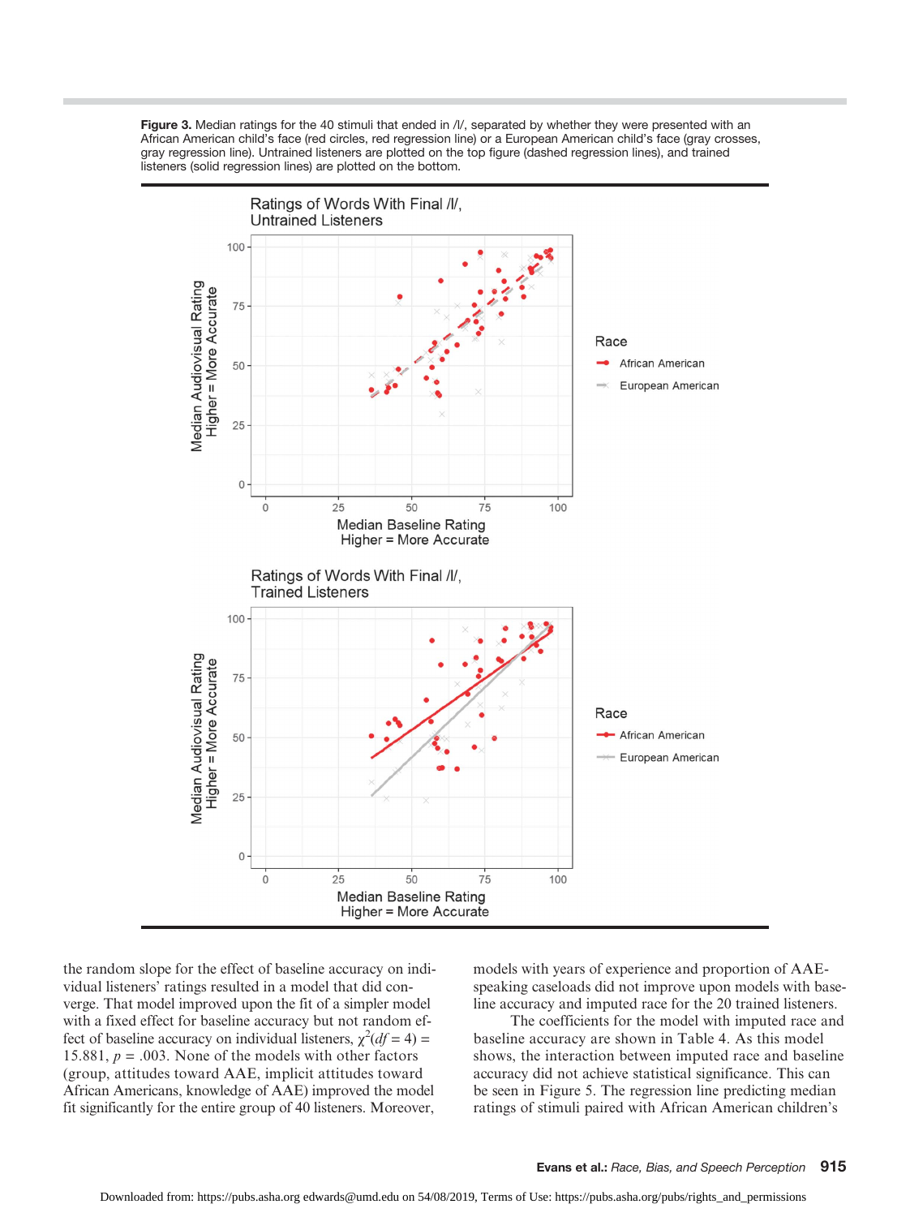**Figure 3.** Median ratings for the 40 stimuli that ended in /l/, separated by whether they were presented with an African American child's face (red circles, red regression line) or a European American child's face (gray crosses, gray regression line). Untrained listeners are plotted on the top figure (dashed regression lines), and trained listeners (solid regression lines) are plotted on the bottom.

the random slope for the effect of baseline accuracy on individual listeners' ratings resulted in a model that did converge. That model improved upon the fit of a simpler model with a fixed effect for baseline accuracy but not random effect of baseline accuracy on individual listeners, $\chi^2(df = 4) = 15.881$, $p = .003$. None of the models with other factors (group, attitudes toward AAE, implicit attitudes toward African Americans, knowledge of AAE) improved the model fit significantly for the entire group of 40 listeners. Moreover, models with years of experience and proportion of AAE-speaking caseloads did not improve upon models with baseline accuracy and imputed race for the 20 trained listeners.

The coefficients for the model with imputed race and baseline accuracy are shown in Table 4. As this model shows, the interaction between imputed race and baseline accuracy did not achieve statistical significance. This can be seen in Figure 5. The regression line predicting median ratings of stimuli paired with African American children's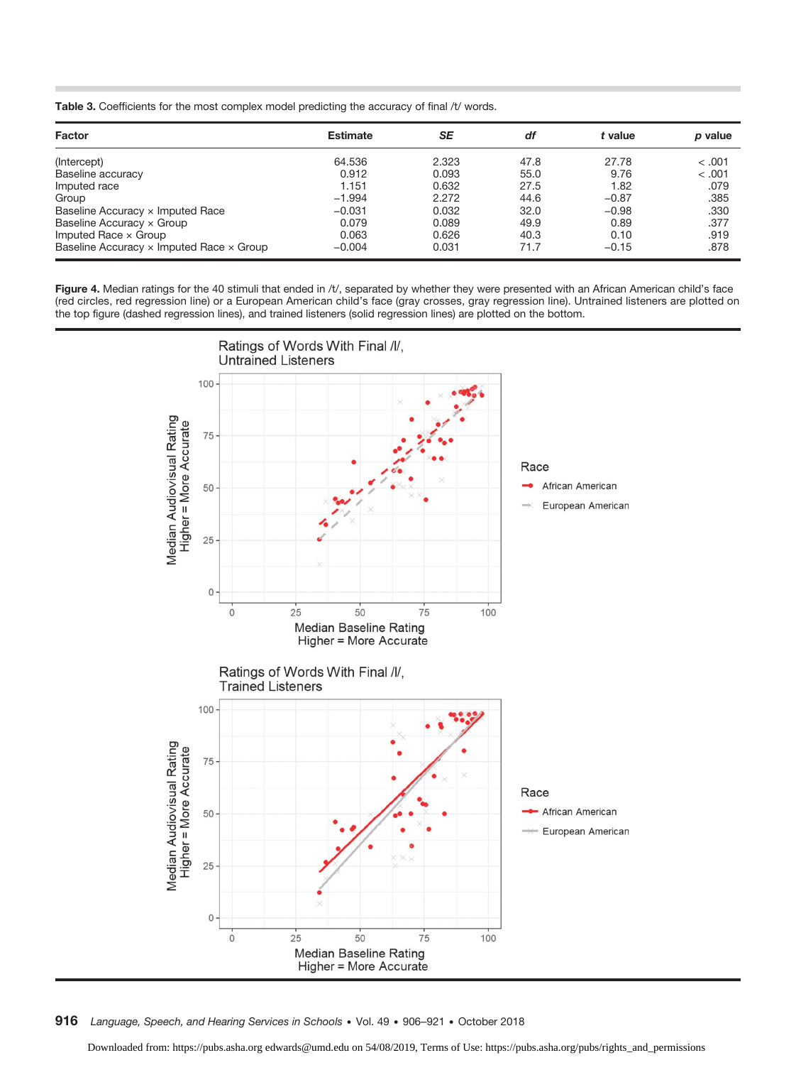**Table 3.** Coefficients for the most complex model predicting the accuracy of final /t/ words.

| Factor | Estimate | *SE* | *df* | *t* value | *p* value |
|---|---|---|---|---|---|
| (Intercept) | 64.536 | 2.323 | 47.8 | 27.78 | < .001 |
| Baseline accuracy | 0.912 | 0.093 | 55.0 | 9.76 | < .001 |
| Imputed race | 1.151 | 0.632 | 27.5 | 1.82 | .079 |
| Group | −1.994 | 2.272 | 44.6 | −0.87 | .385 |
| Baseline Accuracy × Imputed Race | −0.031 | 0.032 | 32.0 | −0.98 | .330 |
| Baseline Accuracy × Group | 0.079 | 0.089 | 49.9 | 0.89 | .377 |
| Imputed Race × Group | 0.063 | 0.626 | 40.3 | 0.10 | .919 |
| Baseline Accuracy × Imputed Race × Group | −0.004 | 0.031 | 71.7 | −0.15 | .878 |

**Figure 4.** Median ratings for the 40 stimuli that ended in /t/, separated by whether they were presented with an African American child's face (red circles, red regression line) or a European American child's face (gray crosses, gray regression line). Untrained listeners are plotted on the top figure (dashed regression lines), and trained listeners (solid regression lines) are plotted on the bottom.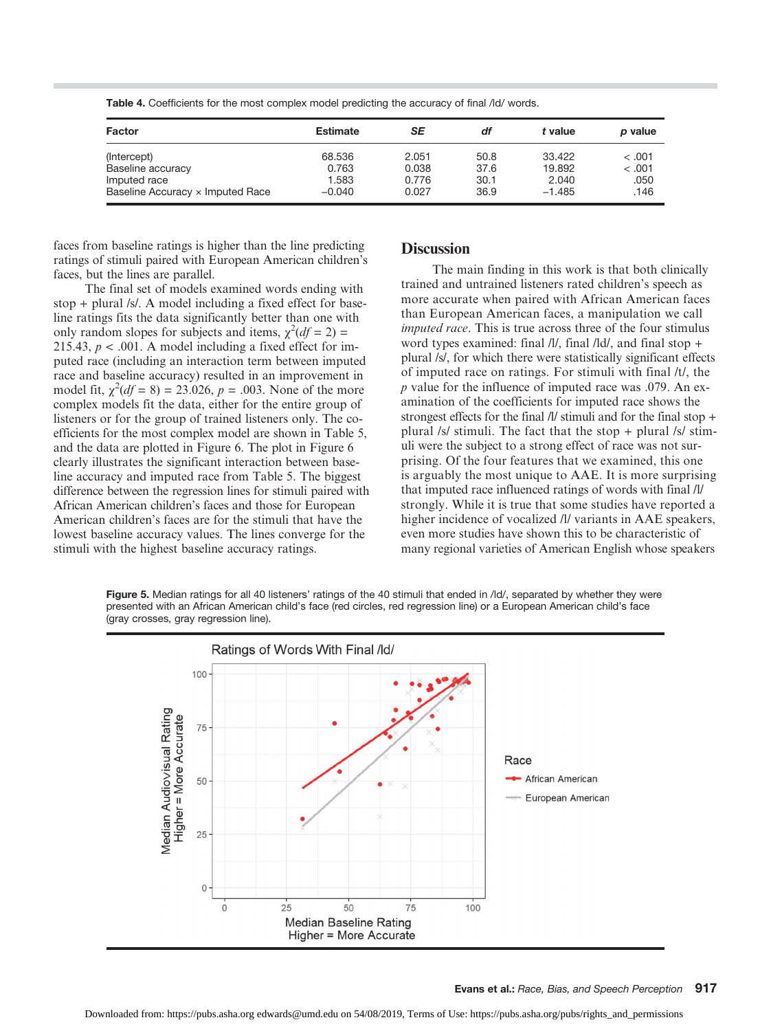**Table 4.** Coefficients for the most complex model predicting the accuracy of final /ld/ words.

| Factor | Estimate | SE | df | t value | p value |
|---|---|---|---|---|---|
| (Intercept) | 68.536 | 2.051 | 50.8 | 33.422 | < .001 |
| Baseline accuracy | 0.763 | 0.038 | 37.6 | 19.892 | < .001 |
| Imputed race | 1.583 | 0.776 | 30.1 | 2.040 | .050 |
| Baseline Accuracy × Imputed Race | −0.040 | 0.027 | 36.9 | −1.485 | .146 |

faces from baseline ratings is higher than the line predicting ratings of stimuli paired with European American children's faces, but the lines are parallel.

The final set of models examined words ending with stop + plural /s/. A model including a fixed effect for baseline ratings fits the data significantly better than one with only random slopes for subjects and items, $\chi^2(df = 2) = 215.43$, $p < .001$. A model including a fixed effect for imputed race (including an interaction term between imputed race and baseline accuracy) resulted in an improvement in model fit, $\chi^2(df = 8) = 23.026$, $p = .003$. None of the more complex models fit the data, either for the entire group of listeners or for the group of trained listeners only. The coefficients for the most complex model are shown in Table 5, and the data are plotted in Figure 6. The plot in Figure 6 clearly illustrates the significant interaction between baseline accuracy and imputed race from Table 5. The biggest difference between the regression lines for stimuli paired with African American children's faces and those for European American children's faces are for the stimuli that have the lowest baseline accuracy values. The lines converge for the stimuli with the highest baseline accuracy ratings.

## Discussion

The main finding in this work is that both clinically trained and untrained listeners rated children's speech as more accurate when paired with African American faces than European American faces, a manipulation we call *imputed race*. This is true across three of the four stimulus word types examined: final /l/, final /ld/, and final stop + plural /s/, for which there were statistically significant effects of imputed race on ratings. For stimuli with final /t/, the $p$ value for the influence of imputed race was .079. An examination of the coefficients for imputed race shows the strongest effects for the final /l/ stimuli and for the final stop + plural /s/ stimuli. The fact that the stop + plural /s/ stimuli were the subject to a strong effect of race was not surprising. Of the four features that we examined, this one is arguably the most unique to AAE. It is more surprising that imputed race influenced ratings of words with final /l/ strongly. While it is true that some studies have reported a higher incidence of vocalized /l/ variants in AAE speakers, even more studies have shown this to be characteristic of many regional varieties of American English whose speakers

**Figure 5.** Median ratings for all 40 listeners' ratings of the 40 stimuli that ended in /ld/, separated by whether they were presented with an African American child's face (red circles, red regression line) or a European American child's face (gray crosses, gray regression line).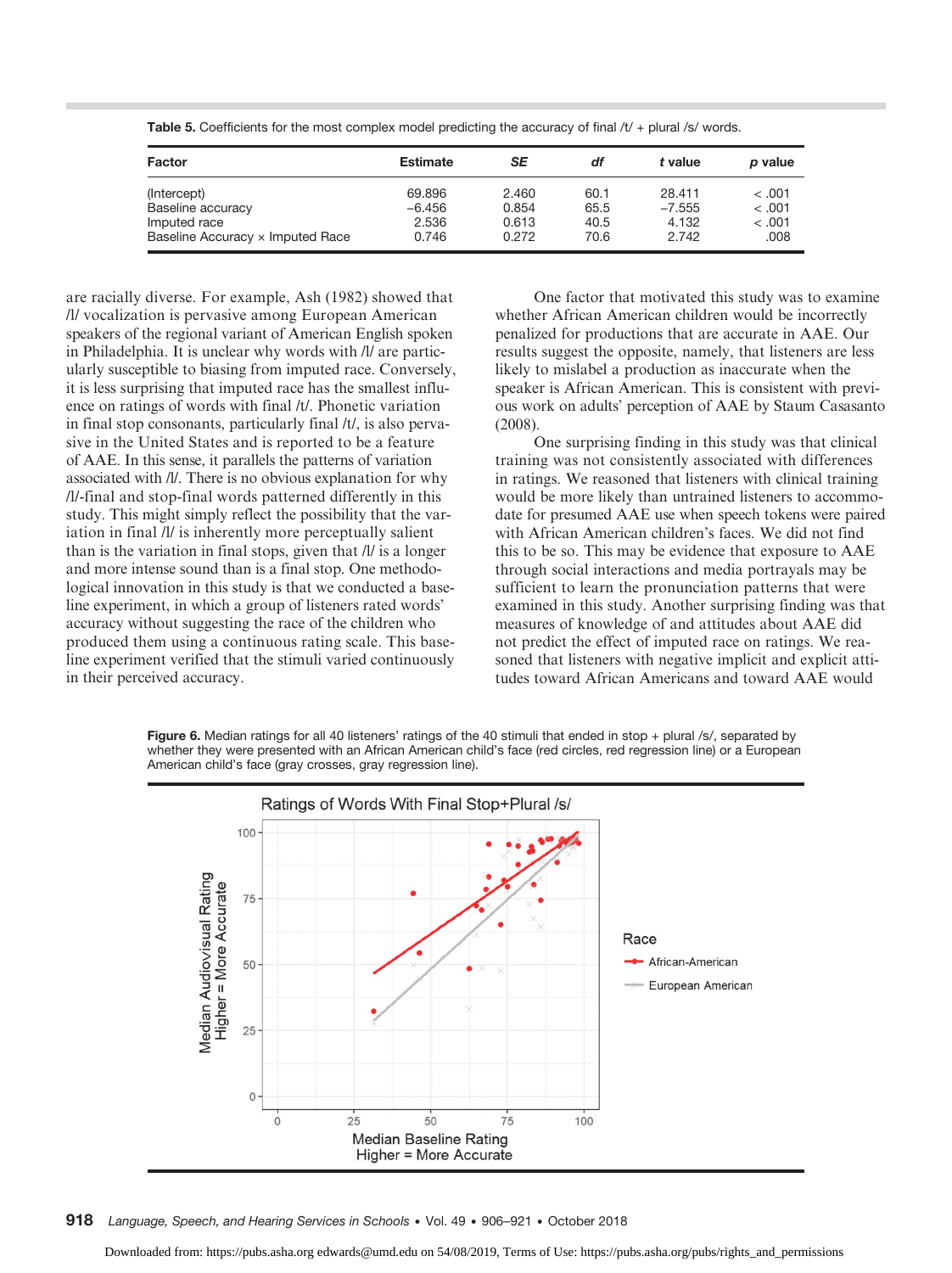**Table 5.** Coefficients for the most complex model predicting the accuracy of final /t/ + plural /s/ words.

| Factor | Estimate | *SE* | *df* | *t* value | *p* value |
|---|---|---|---|---|---|
| (Intercept) | 69.896 | 2.460 | 60.1 | 28.411 | < .001 |
| Baseline accuracy | −6.456 | 0.854 | 65.5 | −7.555 | < .001 |
| Imputed race | 2.536 | 0.613 | 40.5 | 4.132 | < .001 |
| Baseline Accuracy × Imputed Race | 0.746 | 0.272 | 70.6 | 2.742 | .008 |

are racially diverse. For example, Ash (1982) showed that /l/ vocalization is pervasive among European American speakers of the regional variant of American English spoken in Philadelphia. It is unclear why words with /l/ are particularly susceptible to biasing from imputed race. Conversely, it is less surprising that imputed race has the smallest influence on ratings of words with final /t/. Phonetic variation in final stop consonants, particularly final /t/, is also pervasive in the United States and is reported to be a feature of AAE. In this sense, it parallels the patterns of variation associated with /l/. There is no obvious explanation for why /l/-final and stop-final words patterned differently in this study. This might simply reflect the possibility that the variation in final /l/ is inherently more perceptually salient than is the variation in final stops, given that /l/ is a longer and more intense sound than is a final stop. One methodological innovation in this study is that we conducted a baseline experiment, in which a group of listeners rated words' accuracy without suggesting the race of the children who produced them using a continuous rating scale. This baseline experiment verified that the stimuli varied continuously in their perceived accuracy.

One factor that motivated this study was to examine whether African American children would be incorrectly penalized for productions that are accurate in AAE. Our results suggest the opposite, namely, that listeners are less likely to mislabel a production as inaccurate when the speaker is African American. This is consistent with previous work on adults' perception of AAE by Staum Casasanto (2008).

One surprising finding in this study was that clinical training was not consistently associated with differences in ratings. We reasoned that listeners with clinical training would be more likely than untrained listeners to accommodate for presumed AAE use when speech tokens were paired with African American children's faces. We did not find this to be so. This may be evidence that exposure to AAE through social interactions and media portrayals may be sufficient to learn the pronunciation patterns that were examined in this study. Another surprising finding was that measures of knowledge of and attitudes about AAE did not predict the effect of imputed race on ratings. We reasoned that listeners with negative implicit and explicit attitudes toward African Americans and toward AAE would

**Figure 6.** Median ratings for all 40 listeners' ratings of the 40 stimuli that ended in stop + plural /s/, separated by whether they were presented with an African American child's face (red circles, red regression line) or a European American child's face (gray crosses, gray regression line).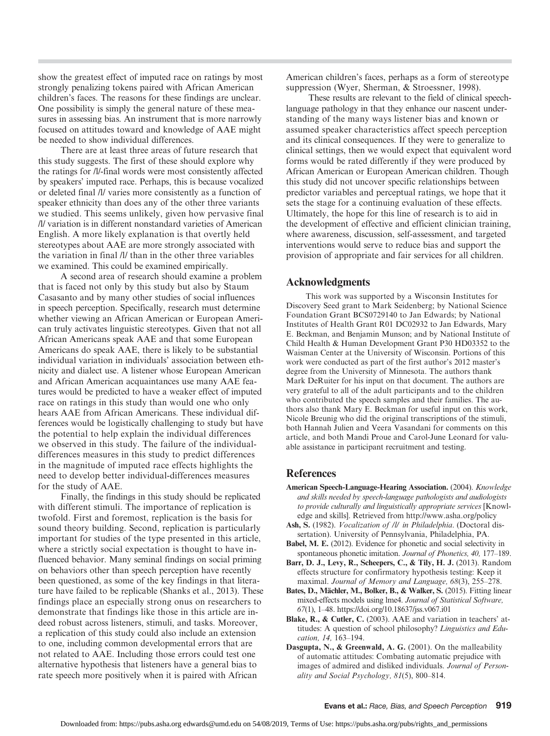show the greatest effect of imputed race on ratings by most strongly penalizing tokens paired with African American children's faces. The reasons for these findings are unclear. One possibility is simply the general nature of these measures in assessing bias. An instrument that is more narrowly focused on attitudes toward and knowledge of AAE might be needed to show individual differences.

There are at least three areas of future research that this study suggests. The first of these should explore why the ratings for /l/-final words were most consistently affected by speakers' imputed race. Perhaps, this is because vocalized or deleted final /l/ varies more consistently as a function of speaker ethnicity than does any of the other three variants we studied. This seems unlikely, given how pervasive final /l/ variation is in different nonstandard varieties of American English. A more likely explanation is that overtly held stereotypes about AAE are more strongly associated with the variation in final /l/ than in the other three variables we examined. This could be examined empirically.

A second area of research should examine a problem that is faced not only by this study but also by Staum Casasanto and by many other studies of social influences in speech perception. Specifically, research must determine whether viewing an African American or European American truly activates linguistic stereotypes. Given that not all African Americans speak AAE and that some European Americans do speak AAE, there is likely to be substantial individual variation in individuals' association between ethnicity and dialect use. A listener whose European American and African American acquaintances use many AAE features would be predicted to have a weaker effect of imputed race on ratings in this study than would one who only hears AAE from African Americans. These individual differences would be logistically challenging to study but have the potential to help explain the individual differences we observed in this study. The failure of the individual-differences measures in this study to predict differences in the magnitude of imputed race effects highlights the need to develop better individual-differences measures for the study of AAE.

Finally, the findings in this study should be replicated with different stimuli. The importance of replication is twofold. First and foremost, replication is the basis for sound theory building. Second, replication is particularly important for studies of the type presented in this article, where a strictly social expectation is thought to have influenced behavior. Many seminal findings on social priming on behaviors other than speech perception have recently been questioned, as some of the key findings in that literature have failed to be replicable (Shanks et al., 2013). These findings place an especially strong onus on researchers to demonstrate that findings like those in this article are indeed robust across listeners, stimuli, and tasks. Moreover, a replication of this study could also include an extension to one, including common developmental errors that are not related to AAE. Including those errors could test one alternative hypothesis that listeners have a general bias to rate speech more positively when it is paired with African American children's faces, perhaps as a form of stereotype suppression (Wyer, Sherman, & Stroessner, 1998).

These results are relevant to the field of clinical speech-language pathology in that they enhance our nascent understanding of the many ways listener bias and known or assumed speaker characteristics affect speech perception and its clinical consequences. If they were to generalize to clinical settings, then we would expect that equivalent word forms would be rated differently if they were produced by African American or European American children. Though this study did not uncover specific relationships between predictor variables and perceptual ratings, we hope that it sets the stage for a continuing evaluation of these effects. Ultimately, the hope for this line of research is to aid in the development of effective and efficient clinician training, where awareness, discussion, self-assessment, and targeted interventions would serve to reduce bias and support the provision of appropriate and fair services for all children.

## Acknowledgments

This work was supported by a Wisconsin Institutes for Discovery Seed grant to Mark Seidenberg; by National Science Foundation Grant BCS0729140 to Jan Edwards; by National Institutes of Health Grant R01 DC02932 to Jan Edwards, Mary E. Beckman, and Benjamin Munson; and by National Institute of Child Health & Human Development Grant P30 HD03352 to the Waisman Center at the University of Wisconsin. Portions of this work were conducted as part of the first author's 2012 master's degree from the University of Minnesota. The authors thank Mark DeRuiter for his input on that document. The authors are very grateful to all of the adult participants and to the children who contributed the speech samples and their families. The authors also thank Mary E. Beckman for useful input on this work, Nicole Breunig who did the original transcriptions of the stimuli, both Hannah Julien and Veera Vasandani for comments on this article, and both Mandi Proue and Carol-June Leonard for valuable assistance in participant recruitment and testing.

## References

**American Speech-Language-Hearing Association.** (2004). *Knowledge and skills needed by speech-language pathologists and audiologists to provide culturally and linguistically appropriate services* [Knowledge and skills]. Retrieved from http://www.asha.org/policy

**Ash, S.** (1982). *Vocalization of /l/ in Philadelphia*. (Doctoral dissertation). University of Pennsylvania, Philadelphia, PA.

**Babel, M. E.** (2012). Evidence for phonetic and social selectivity in spontaneous phonetic imitation. *Journal of Phonetics, 40,* 177–189.

**Barr, D. J., Levy, R., Scheepers, C., & Tily, H. J.** (2013). Random effects structure for confirmatory hypothesis testing: Keep it maximal. *Journal of Memory and Language, 68*(3), 255–278.

**Bates, D., Mächler, M., Bolker, B., & Walker, S.** (2015). Fitting linear mixed-effects models using lme4. *Journal of Statistical Software, 67*(1), 1–48. https://doi.org/10.18637/jss.v067.i01

**Blake, R., & Cutler, C.** (2003). AAE and variation in teachers' attitudes: A question of school philosophy? *Linguistics and Education, 14,* 163–194.

**Dasgupta, N., & Greenwald, A. G.** (2001). On the malleability of automatic attitudes: Combating automatic prejudice with images of admired and disliked individuals. *Journal of Personality and Social Psychology, 81*(5), 800–814.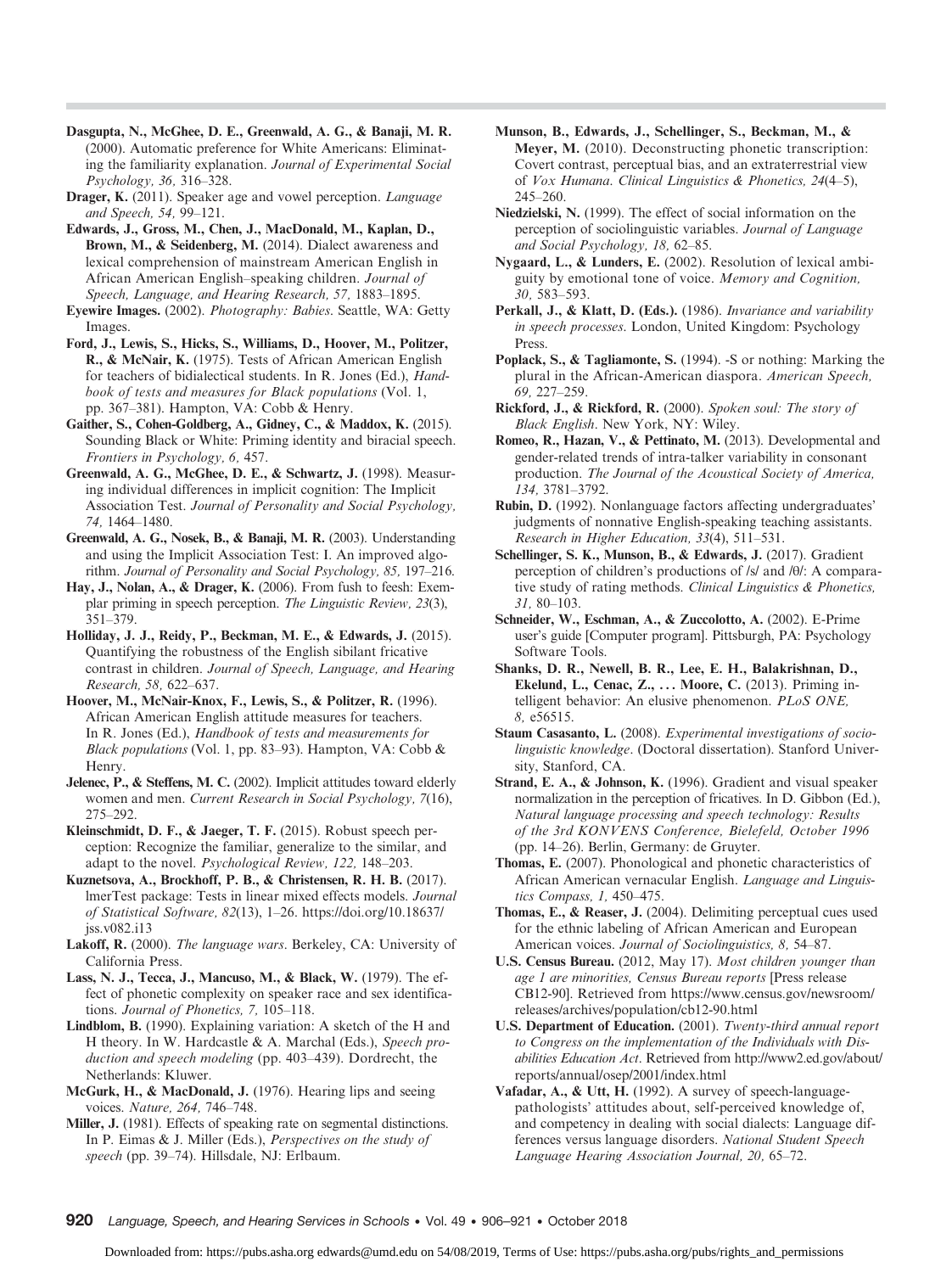**Dasgupta, N., McGhee, D. E., Greenwald, A. G., & Banaji, M. R.** (2000). Automatic preference for White Americans: Eliminating the familiarity explanation. *Journal of Experimental Social Psychology, 36,* 316–328.

**Drager, K.** (2011). Speaker age and vowel perception. *Language and Speech, 54,* 99–121.

**Edwards, J., Gross, M., Chen, J., MacDonald, M., Kaplan, D., Brown, M., & Seidenberg, M.** (2014). Dialect awareness and lexical comprehension of mainstream American English in African American English–speaking children. *Journal of Speech, Language, and Hearing Research, 57,* 1883–1895.

**Eyewire Images.** (2002). *Photography: Babies*. Seattle, WA: Getty Images.

**Ford, J., Lewis, S., Hicks, S., Williams, D., Hoover, M., Politzer, R., & McNair, K.** (1975). Tests of African American English for teachers of bidialectical students. In R. Jones (Ed.), *Handbook of tests and measures for Black populations* (Vol. 1, pp. 367–381). Hampton, VA: Cobb & Henry.

**Gaither, S., Cohen-Goldberg, A., Gidney, C., & Maddox, K.** (2015). Sounding Black or White: Priming identity and biracial speech. *Frontiers in Psychology, 6,* 457.

**Greenwald, A. G., McGhee, D. E., & Schwartz, J.** (1998). Measuring individual differences in implicit cognition: The Implicit Association Test. *Journal of Personality and Social Psychology, 74,* 1464–1480.

**Greenwald, A. G., Nosek, B., & Banaji, M. R.** (2003). Understanding and using the Implicit Association Test: I. An improved algorithm. *Journal of Personality and Social Psychology, 85,* 197–216.

**Hay, J., Nolan, A., & Drager, K.** (2006). From fush to feesh: Exemplar priming in speech perception. *The Linguistic Review, 23*(3), 351–379.

**Holliday, J. J., Reidy, P., Beckman, M. E., & Edwards, J.** (2015). Quantifying the robustness of the English sibilant fricative contrast in children. *Journal of Speech, Language, and Hearing Research, 58,* 622–637.

**Hoover, M., McNair-Knox, F., Lewis, S., & Politzer, R.** (1996). African American English attitude measures for teachers. In R. Jones (Ed.), *Handbook of tests and measurements for Black populations* (Vol. 1, pp. 83–93). Hampton, VA: Cobb & Henry.

**Jelenec, P., & Steffens, M. C.** (2002). Implicit attitudes toward elderly women and men. *Current Research in Social Psychology, 7*(16), 275–292.

**Kleinschmidt, D. F., & Jaeger, T. F.** (2015). Robust speech perception: Recognize the familiar, generalize to the similar, and adapt to the novel. *Psychological Review, 122,* 148–203.

**Kuznetsova, A., Brockhoff, P. B., & Christensen, R. H. B.** (2017). lmerTest package: Tests in linear mixed effects models. *Journal of Statistical Software, 82*(13), 1–26. https://doi.org/10.18637/jss.v082.i13

**Lakoff, R.** (2000). *The language wars*. Berkeley, CA: University of California Press.

**Lass, N. J., Tecca, J., Mancuso, M., & Black, W.** (1979). The effect of phonetic complexity on speaker race and sex identifications. *Journal of Phonetics, 7,* 105–118.

**Lindblom, B.** (1990). Explaining variation: A sketch of the H and H theory. In W. Hardcastle & A. Marchal (Eds.), *Speech production and speech modeling* (pp. 403–439). Dordrecht, the Netherlands: Kluwer.

**McGurk, H., & MacDonald, J.** (1976). Hearing lips and seeing voices. *Nature, 264,* 746–748.

**Miller, J.** (1981). Effects of speaking rate on segmental distinctions. In P. Eimas & J. Miller (Eds.), *Perspectives on the study of speech* (pp. 39–74). Hillsdale, NJ: Erlbaum.

**Munson, B., Edwards, J., Schellinger, S., Beckman, M., & Meyer, M.** (2010). Deconstructing phonetic transcription: Covert contrast, perceptual bias, and an extraterrestrial view of *Vox Humana*. *Clinical Linguistics & Phonetics, 24*(4–5), 245–260.

**Niedzielski, N.** (1999). The effect of social information on the perception of sociolinguistic variables. *Journal of Language and Social Psychology, 18,* 62–85.

**Nygaard, L., & Lunders, E.** (2002). Resolution of lexical ambiguity by emotional tone of voice. *Memory and Cognition, 30,* 583–593.

**Perkall, J., & Klatt, D. (Eds.).** (1986). *Invariance and variability in speech processes*. London, United Kingdom: Psychology Press.

**Poplack, S., & Tagliamonte, S.** (1994). -S or nothing: Marking the plural in the African-American diaspora. *American Speech, 69,* 227–259.

**Rickford, J., & Rickford, R.** (2000). *Spoken soul: The story of Black English*. New York, NY: Wiley.

**Romeo, R., Hazan, V., & Pettinato, M.** (2013). Developmental and gender-related trends of intra-talker variability in consonant production. *The Journal of the Acoustical Society of America, 134,* 3781–3792.

**Rubin, D.** (1992). Nonlanguage factors affecting undergraduates' judgments of nonnative English-speaking teaching assistants. *Research in Higher Education, 33*(4), 511–531.

**Schellinger, S. K., Munson, B., & Edwards, J.** (2017). Gradient perception of children's productions of /s/ and /θ/: A comparative study of rating methods. *Clinical Linguistics & Phonetics, 31,* 80–103.

**Schneider, W., Eschman, A., & Zuccolotto, A.** (2002). E-Prime user's guide [Computer program]. Pittsburgh, PA: Psychology Software Tools.

**Shanks, D. R., Newell, B. R., Lee, E. H., Balakrishnan, D., Ekelund, L., Cenac, Z., . . . Moore, C.** (2013). Priming intelligent behavior: An elusive phenomenon. *PLoS ONE, 8,* e56515.

**Staum Casasanto, L.** (2008). *Experimental investigations of sociolinguistic knowledge*. (Doctoral dissertation). Stanford University, Stanford, CA.

**Strand, E. A., & Johnson, K.** (1996). Gradient and visual speaker normalization in the perception of fricatives. In D. Gibbon (Ed.), *Natural language processing and speech technology: Results of the 3rd KONVENS Conference, Bielefeld, October 1996* (pp. 14–26). Berlin, Germany: de Gruyter.

**Thomas, E.** (2007). Phonological and phonetic characteristics of African American vernacular English. *Language and Linguistics Compass, 1,* 450–475.

**Thomas, E., & Reaser, J.** (2004). Delimiting perceptual cues used for the ethnic labeling of African American and European American voices. *Journal of Sociolinguistics, 8,* 54–87.

**U.S. Census Bureau.** (2012, May 17). *Most children younger than age 1 are minorities, Census Bureau reports* [Press release CB12-90]. Retrieved from https://www.census.gov/newsroom/releases/archives/population/cb12-90.html

**U.S. Department of Education.** (2001). *Twenty-third annual report to Congress on the implementation of the Individuals with Disabilities Education Act*. Retrieved from http://www2.ed.gov/about/reports/annual/osep/2001/index.html

**Vafadar, A., & Utt, H.** (1992). A survey of speech-language-pathologists' attitudes about, self-perceived knowledge of, and competency in dealing with social dialects: Language differences versus language disorders. *National Student Speech Language Hearing Association Journal, 20,* 65–72.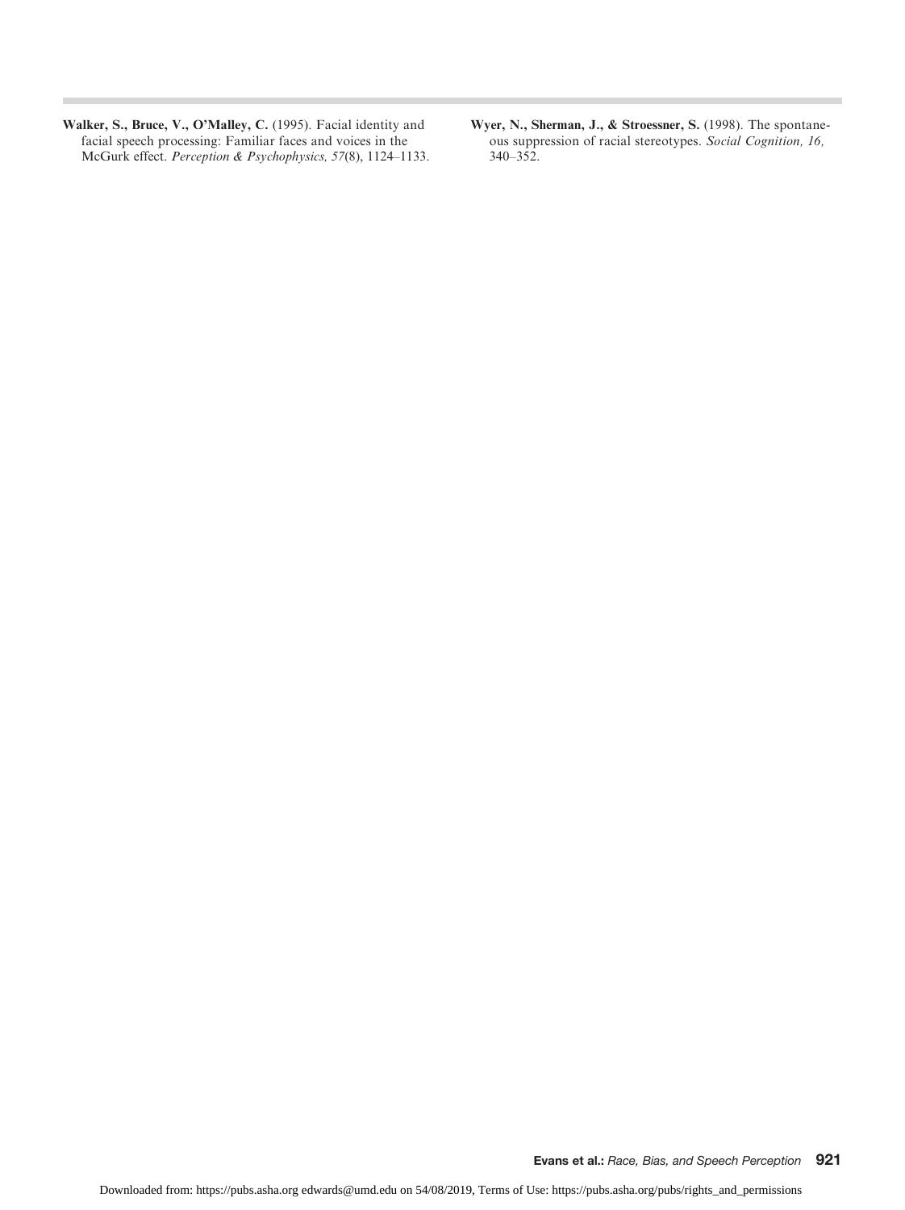**Walker, S., Bruce, V., O'Malley, C.** (1995). Facial identity and facial speech processing: Familiar faces and voices in the McGurk effect. *Perception & Psychophysics, 57*(8), 1124–1133.

**Wyer, N., Sherman, J., & Stroessner, S.** (1998). The spontaneous suppression of racial stereotypes. *Social Cognition, 16,* 340–352.